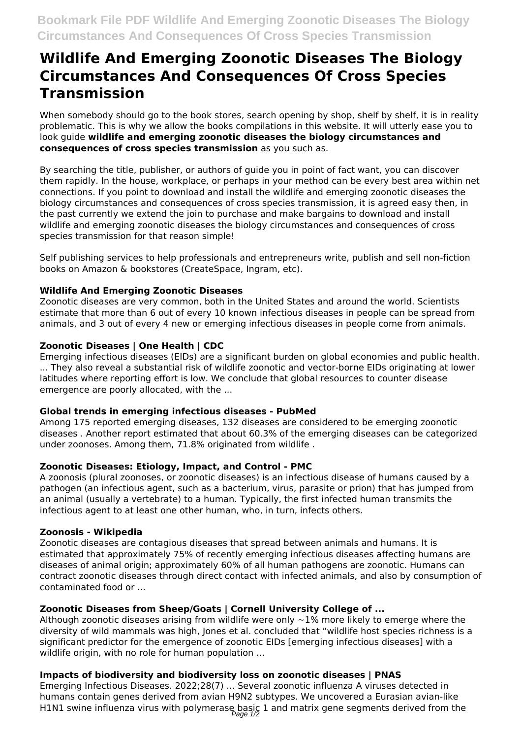# Wildlife And Emerging Zoonotic Diseases The Biology Circumstances And Consequences Of Cross Species Transmission

When somebody should go to the book stores, search opening by shop, shelf by shelf, it is in reality problematic. This is why we allow the books compilations in this website. It will utterly ease you to look guide **wildlife and emerging zoonotic diseases the biology circumstances and consequences of cross species transmission** as you such as.

By searching the title, publisher, or authors of guide you in point of fact want, you can discover them rapidly. In the house, workplace, or perhaps in your method can be every best area within net connections. If you point to download and install the wildlife and emerging zoonotic diseases the biology circumstances and consequences of cross species transmission, it is agreed easy then, in the past currently we extend the join to purchase and make bargains to download and install wildlife and emerging zoonotic diseases the biology circumstances and consequences of cross species transmission for that reason simple!

Self publishing services to help professionals and entrepreneurs write, publish and sell non-fiction books on Amazon & bookstores (CreateSpace, Ingram, etc).

### Wildlife And Emerging Zoonotic Diseases

Zoonotic diseases are very common, both in the United States and around the world. Scientists estimate that more than 6 out of every 10 known infectious diseases in people can be spread from animals, and 3 out of every 4 new or emerging infectious diseases in people come from animals.

### Zoonotic Diseases | One Health | CDC

Emerging infectious diseases (EIDs) are a significant burden on global economies and public health. ... They also reveal a substantial risk of wildlife zoonotic and vector-borne EIDs originating at lower latitudes where reporting effort is low. We conclude that global resources to counter disease emergence are poorly allocated, with the ...

### Global trends in emerging infectious diseases - PubMed

Among 175 reported emerging diseases, 132 diseases are considered to be emerging zoonotic diseases . Another report estimated that about 60.3% of the emerging diseases can be categorized under zoonoses. Among them, 71.8% originated from wildlife .

### Zoonotic Diseases: Etiology, Impact, and Control - PMC

A zoonosis (plural zoonoses, or zoonotic diseases) is an infectious disease of humans caused by a pathogen (an infectious agent, such as a bacterium, virus, parasite or prion) that has jumped from an animal (usually a vertebrate) to a human. Typically, the first infected human transmits the infectious agent to at least one other human, who, in turn, infects others.

### Zoonosis - Wikipedia

Zoonotic diseases are contagious diseases that spread between animals and humans. It is estimated that approximately 75% of recently emerging infectious diseases affecting humans are diseases of animal origin; approximately 60% of all human pathogens are zoonotic. Humans can contract zoonotic diseases through direct contact with infected animals, and also by consumption of contaminated food or ...

### Zoonotic Diseases from Sheep/Goats | Cornell University College of ...

Although zoonotic diseases arising from wildlife were only ~1% more likely to emerge where the diversity of wild mammals was high, Jones et al. concluded that "wildlife host species richness is a significant predictor for the emergence of zoonotic EIDs [emerging infectious diseases] with a wildlife origin, with no role for human population ...

### Impacts of biodiversity and biodiversity loss on zoonotic diseases | PNAS

Emerging Infectious Diseases. 2022;28(7) ... Several zoonotic influenza A viruses detected in humans contain genes derived from avian H9N2 subtypes. We uncovered a Eurasian avian-like H1N1 swine influenza virus with polymerase basic 1 and matrix gene segments derived from the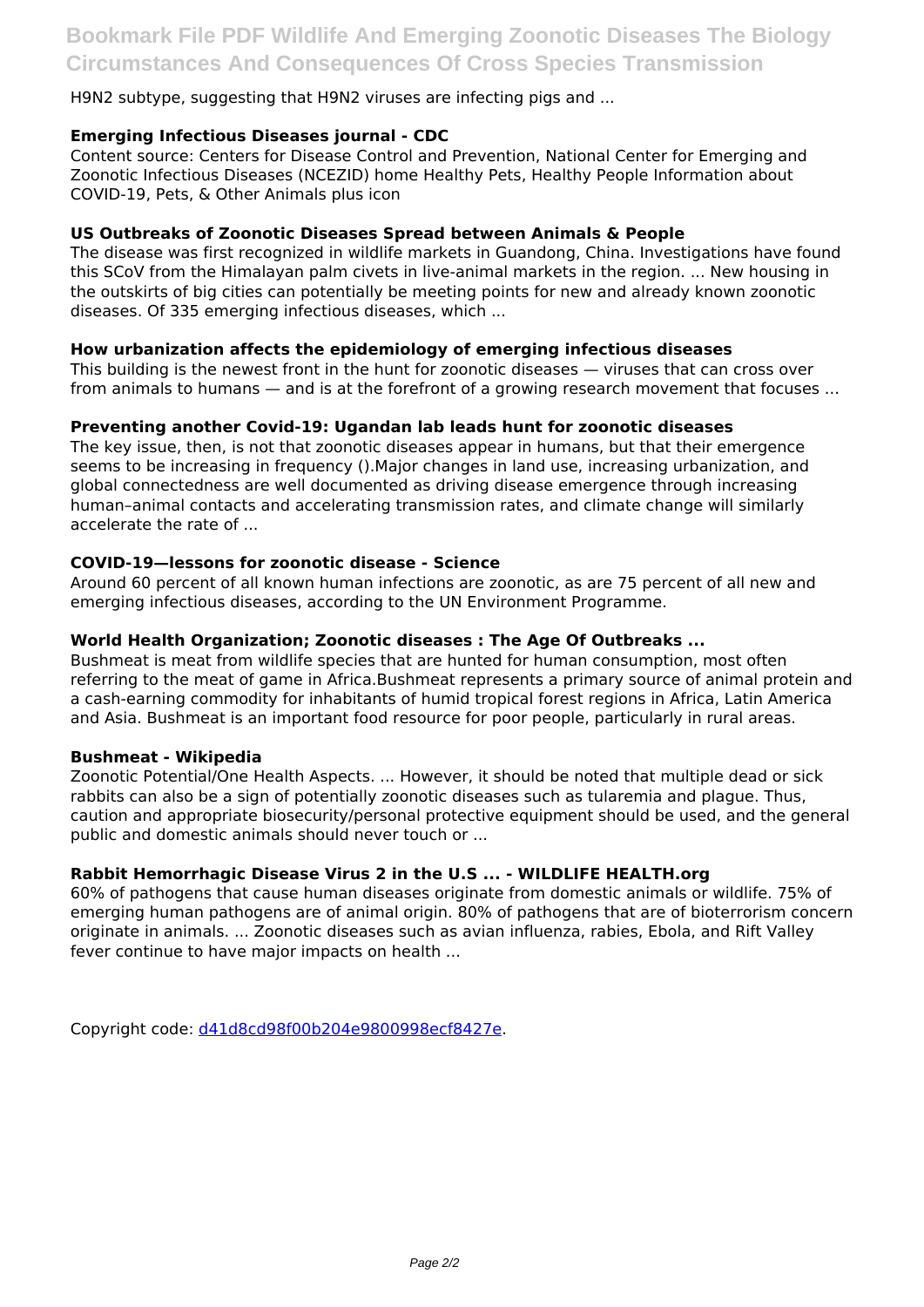H9N2 subtype, suggesting that H9N2 viruses are infecting pigs and ...

**Emerging Infectious Diseases journal - CDC**

Content source: Centers for Disease Control and Prevention, National Center for Emerging and Zoonotic Infectious Diseases (NCEZID) home Healthy Pets, Healthy People Information about COVID-19, Pets, & Other Animals plus icon

**US Outbreaks of Zoonotic Diseases Spread between Animals & People**

The disease was first recognized in wildlife markets in Guandong, China. Investigations have found this SCoV from the Himalayan palm civets in live-animal markets in the region. ... New housing in the outskirts of big cities can potentially be meeting points for new and already known zoonotic diseases. Of 335 emerging infectious diseases, which ...

**How urbanization affects the epidemiology of emerging infectious diseases**

This building is the newest front in the hunt for zoonotic diseases — viruses that can cross over from animals to humans — and is at the forefront of a growing research movement that focuses ...

**Preventing another Covid-19: Ugandan lab leads hunt for zoonotic diseases**

The key issue, then, is not that zoonotic diseases appear in humans, but that their emergence seems to be increasing in frequency ().Major changes in land use, increasing urbanization, and global connectedness are well documented as driving disease emergence through increasing human–animal contacts and accelerating transmission rates, and climate change will similarly accelerate the rate of ...

**COVID-19—lessons for zoonotic disease - Science**

Around 60 percent of all known human infections are zoonotic, as are 75 percent of all new and emerging infectious diseases, according to the UN Environment Programme.

**World Health Organization; Zoonotic diseases : The Age Of Outbreaks ...**

Bushmeat is meat from wildlife species that are hunted for human consumption, most often referring to the meat of game in Africa.Bushmeat represents a primary source of animal protein and a cash-earning commodity for inhabitants of humid tropical forest regions in Africa, Latin America and Asia. Bushmeat is an important food resource for poor people, particularly in rural areas.

**Bushmeat - Wikipedia**

Zoonotic Potential/One Health Aspects. ... However, it should be noted that multiple dead or sick rabbits can also be a sign of potentially zoonotic diseases such as tularemia and plague. Thus, caution and appropriate biosecurity/personal protective equipment should be used, and the general public and domestic animals should never touch or ...

**Rabbit Hemorrhagic Disease Virus 2 in the U.S ... - WILDLIFE HEALTH.org**

60% of pathogens that cause human diseases originate from domestic animals or wildlife. 75% of emerging human pathogens are of animal origin. 80% of pathogens that are of bioterrorism concern originate in animals. ... Zoonotic diseases such as avian influenza, rabies, Ebola, and Rift Valley fever continue to have major impacts on health ...

Copyright code: d41d8cd98f00b204e9800998ecf8427e.